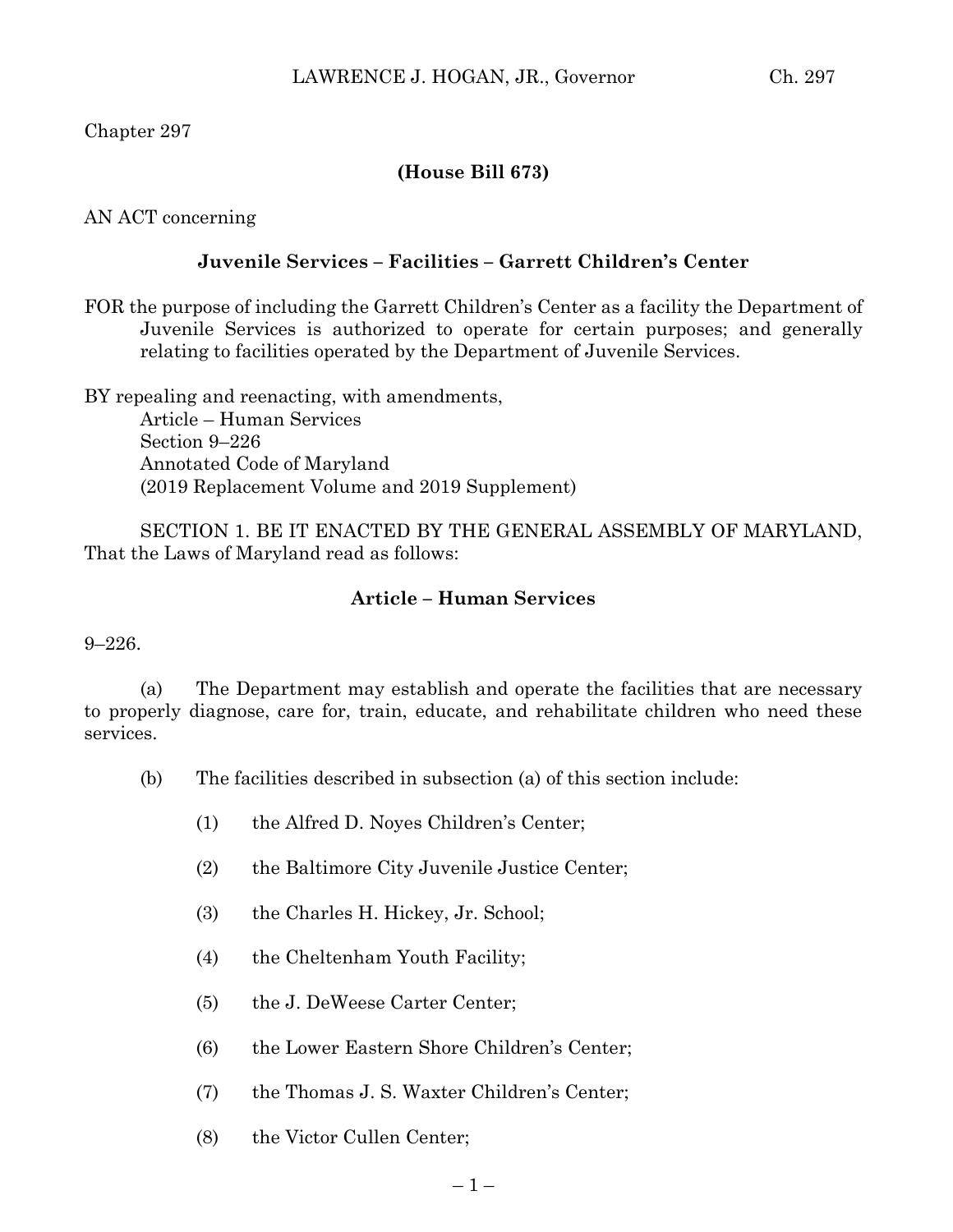Chapter 297

**(House Bill 673)**

AN ACT concerning

**Juvenile Services – Facilities – Garrett Children's Center**

FOR the purpose of including the Garrett Children's Center as a facility the Department of Juvenile Services is authorized to operate for certain purposes; and generally relating to facilities operated by the Department of Juvenile Services.

BY repealing and reenacting, with amendments,
Article – Human Services
Section 9–226
Annotated Code of Maryland
(2019 Replacement Volume and 2019 Supplement)

SECTION 1. BE IT ENACTED BY THE GENERAL ASSEMBLY OF MARYLAND, That the Laws of Maryland read as follows:

**Article – Human Services**

9–226.

(a) The Department may establish and operate the facilities that are necessary to properly diagnose, care for, train, educate, and rehabilitate children who need these services.

(b) The facilities described in subsection (a) of this section include:

(1) the Alfred D. Noyes Children's Center;

(2) the Baltimore City Juvenile Justice Center;

(3) the Charles H. Hickey, Jr. School;

(4) the Cheltenham Youth Facility;

(5) the J. DeWeese Carter Center;

(6) the Lower Eastern Shore Children's Center;

(7) the Thomas J. S. Waxter Children's Center;

(8) the Victor Cullen Center;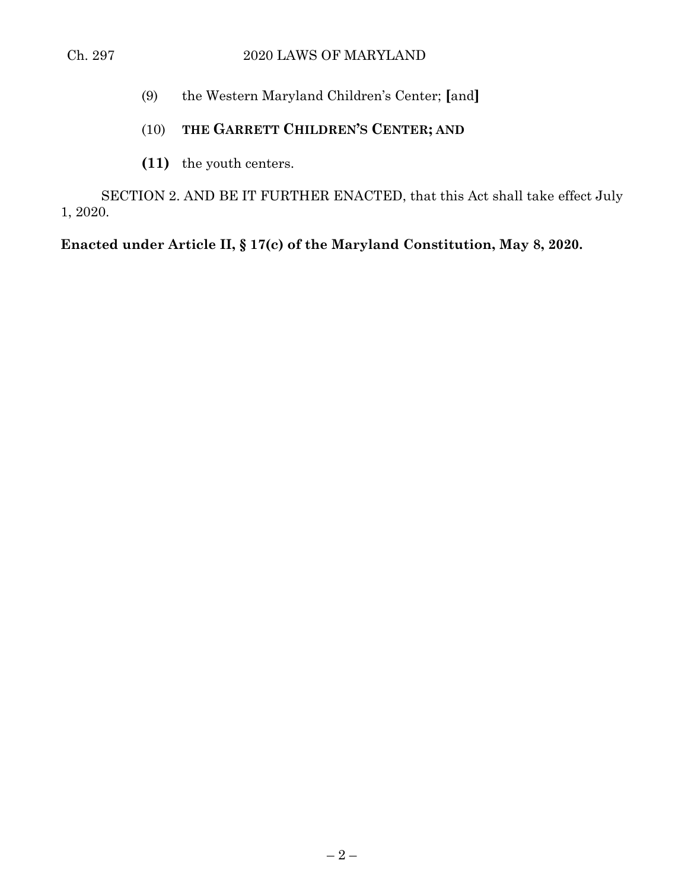(9) the Western Maryland Children's Center; [and]

(10) **THE GARRETT CHILDREN'S CENTER; AND**

**(11)** the youth centers.

SECTION 2. AND BE IT FURTHER ENACTED, that this Act shall take effect July 1, 2020.

**Enacted under Article II, § 17(c) of the Maryland Constitution, May 8, 2020.**